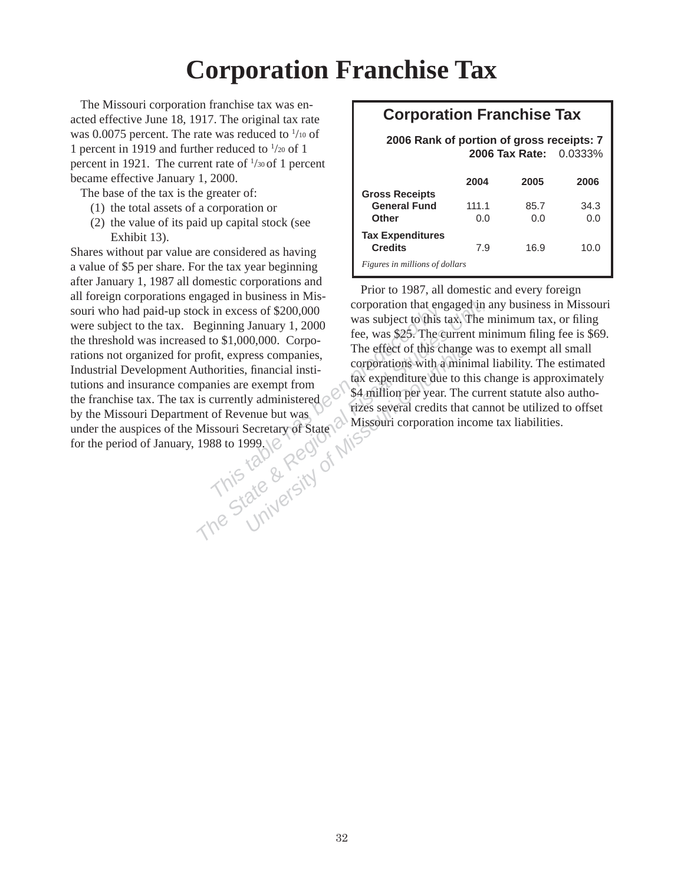# Corporation Franchise Tax

The Missouri corporation franchise tax was enacted effective June 18, 1917. The original tax rate was 0.0075 percent. The rate was reduced to 1/10 of 1 percent in 1919 and further reduced to 1/20 of 1 percent in 1921. The current rate of 1/30 of 1 percent became effective January 1, 2000.

The base of the tax is the greater of:

(1) the total assets of a corporation or
(2) the value of its paid up capital stock (see Exhibit 13).

Shares without par value are considered as having a value of $5 per share. For the tax year beginning after January 1, 1987 all domestic corporations and all foreign corporations engaged in business in Missouri who had paid-up stock in excess of $200,000 were subject to the tax. Beginning January 1, 2000 the threshold was increased to $1,000,000. Corporations not organized for profit, express companies, Industrial Development Authorities, financial institutions and insurance companies are exempt from the franchise tax. The tax is currently administered by the Missouri Department of Revenue but was under the auspices of the Missouri Secretary of State for the period of January, 1988 to 1999.

## Corporation Franchise Tax

**2006 Rank of portion of gross receipts: 7**
**2006 Tax Rate:** 0.0333%

| | 2004 | 2005 | 2006 |
|---|---|---|---|
| **Gross Receipts** | | | |
| **General Fund** | 111.1 | 85.7 | 34.3 |
| **Other** | 0.0 | 0.0 | 0.0 |
| **Tax Expenditures** | | | |
| **Credits** | 7.9 | 16.9 | 10.0 |

*Figures in millions of dollars*

Prior to 1987, all domestic and every foreign corporation that engaged in any business in Missouri was subject to this tax. The minimum tax, or filing fee, was $25. The current minimum filing fee is $69. The effect of this change was to exempt all small corporations with a minimal liability. The estimated tax expenditure due to this change is approximately $4 million per year. The current statute also authorizes several credits that cannot be utilized to offset Missouri corporation income tax liabilities.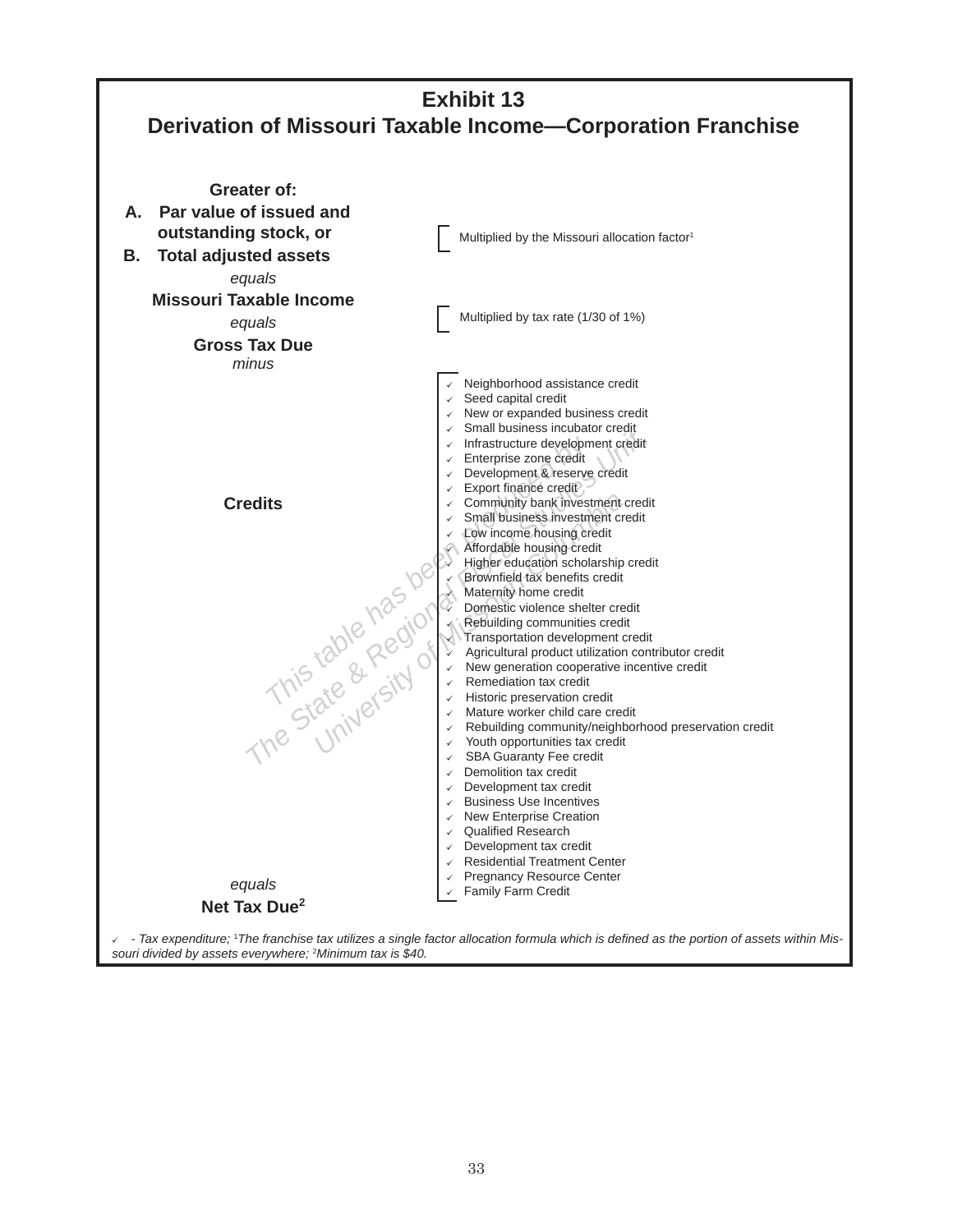# Exhibit 13
## Derivation of Missouri Taxable Income—Corporation Franchise

**Greater of:**

**A. Par value of issued and outstanding stock, or**

**B. Total adjusted assets**

— Multiplied by the Missouri allocation factor[1]

*equals*

**Missouri Taxable Income**

— Multiplied by tax rate (1/30 of 1%)

*equals*

**Gross Tax Due**

*minus*

**Credits**

- ✓ Neighborhood assistance credit
- ✓ Seed capital credit
- ✓ New or expanded business credit
- ✓ Small business incubator credit
- ✓ Infrastructure development credit
- ✓ Enterprise zone credit
- ✓ Development & reserve credit
- ✓ Export finance credit
- ✓ Community bank investment credit
- ✓ Small business investment credit
- ✓ Low income housing credit
- ✓ Affordable housing credit
- ✓ Higher education scholarship credit
- ✓ Brownfield tax benefits credit
- ✓ Maternity home credit
- ✓ Domestic violence shelter credit
- ✓ Rebuilding communities credit
- ✓ Transportation development credit
- ✓ Agricultural product utilization contributor credit
- ✓ New generation cooperative incentive credit
- ✓ Remediation tax credit
- ✓ Historic preservation credit
- ✓ Mature worker child care credit
- ✓ Rebuilding community/neighborhood preservation credit
- ✓ Youth opportunities tax credit
- ✓ SBA Guaranty Fee credit
- ✓ Demolition tax credit
- ✓ Development tax credit
- ✓ Business Use Incentives
- ✓ New Enterprise Creation
- ✓ Qualified Research
- ✓ Development tax credit
- ✓ Residential Treatment Center
- ✓ Pregnancy Resource Center
- ✓ Family Farm Credit

*equals*

**Net Tax Due[2]**

*✓ - Tax expenditure; [1]The franchise tax utilizes a single factor allocation formula which is defined as the portion of assets within Missouri divided by assets everywhere; [2]Minimum tax is $40.*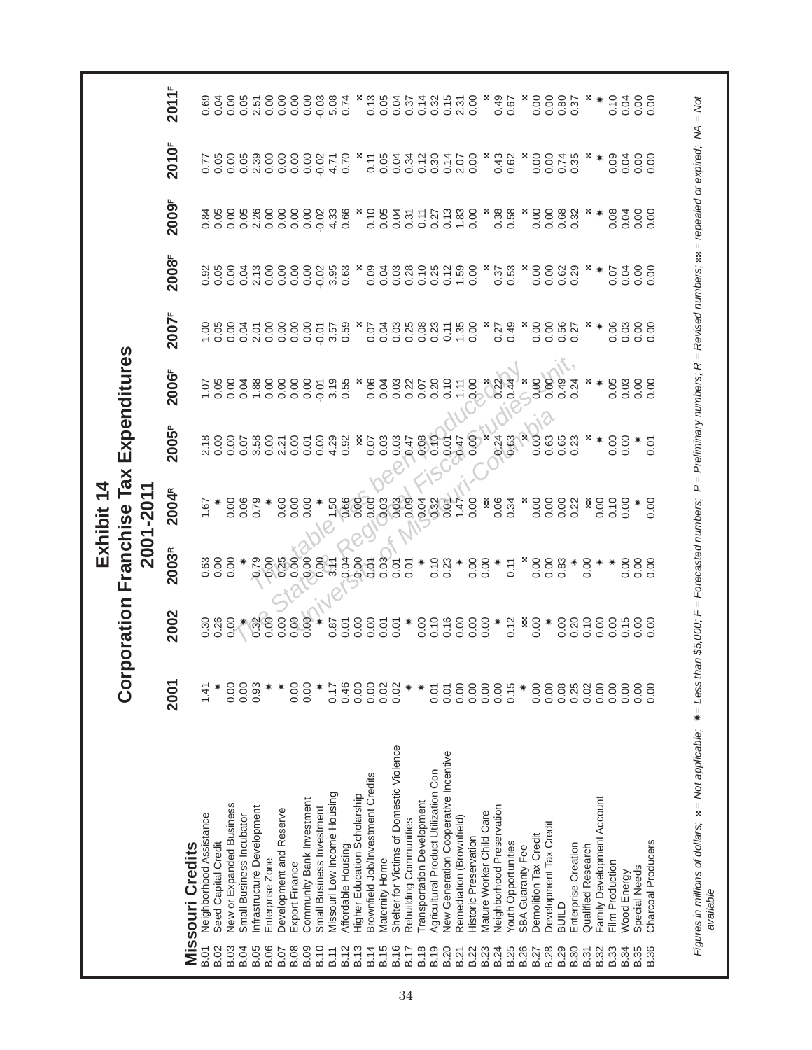# Exhibit 14
## Corporation Franchise Tax Expenditures
### 2001-2011

| Missouri Credits | | 2001 | 2002 | 2003[R] | 2004[R] | 2005[P] | 2006[F] | 2007[F] | 2008[F] | 2009[F] | 2010[F] | 2011[F] |
|---|---|---|---|---|---|---|---|---|---|---|---|---|
| B.01 | Neighborhood Assistance | 1.41 | 0.30 | 0.63 | 1.67 | 2.18 | 1.07 | 1.00 | 0.92 | 0.84 | 0.77 | 0.69 |
| B.02 | Seed Capital Credit | * | 0.26 | 0.00 | * | 0.00 | 0.05 | 0.05 | 0.05 | 0.05 | 0.05 | 0.04 |
| B.03 | New or Expanded Business | 0.00 | 0.00 | 0.00 | 0.00 | 0.00 | 0.00 | 0.00 | 0.00 | 0.00 | 0.00 | 0.00 |
| B.04 | Small Business Incubator | 0.00 | * | * | 0.06 | 0.07 | 0.04 | 0.04 | 0.04 | 0.05 | 0.05 | 0.05 |
| B.05 | Infrastructure Development | 0.93 | 0.32 | 0.79 | 0.79 | 3.58 | 1.88 | 2.01 | 2.13 | 2.26 | 2.39 | 2.51 |
| B.06 | Enterprise Zone | * | 0.00 | 0.00 | * | 0.00 | 0.00 | 0.00 | 0.00 | 0.00 | 0.00 | 0.00 |
| B.07 | Development and Reserve | * | 0.00 | 0.25 | 0.60 | 2.21 | 0.00 | 0.00 | 0.00 | 0.00 | 0.00 | 0.00 |
| B.08 | Export Finance | 0.00 | 0.00 | 0.00 | 0.00 | 0.00 | 0.00 | 0.00 | 0.00 | 0.00 | 0.00 | 0.00 |
| B.09 | Community Bank Investment | 0.00 | 0.00 | 0.00 | 0.00 | 0.01 | 0.00 | 0.00 | 0.00 | 0.00 | 0.00 | 0.00 |
| B.10 | Small Business Investment | * | * | 0.00 | * | 0.00 | -0.01 | -0.01 | -0.02 | -0.02 | -0.02 | -0.03 |
| B.11 | Missouri Low Income Housing | 0.17 | 0.87 | 3.11 | 1.50 | 4.29 | 3.19 | 3.57 | 3.95 | 4.33 | 4.71 | 5.08 |
| B.12 | Affordable Housing | 0.46 | 0.01 | 0.04 | 0.66 | 0.92 | 0.55 | 0.59 | 0.63 | 0.66 | 0.70 | 0.74 |
| B.13 | Higher Education Scholarship | 0.00 | 0.00 | 0.00 | 0.00 | ※ | x | x | x | x | x | x |
| B.14 | Brownfield Job/Investment Credits | 0.00 | 0.00 | 0.01 | 0.00 | 0.07 | 0.06 | 0.07 | 0.09 | 0.10 | 0.11 | 0.13 |
| B.15 | Maternity Home | 0.02 | 0.01 | 0.03 | 0.03 | 0.03 | 0.04 | 0.04 | 0.04 | 0.05 | 0.05 | 0.05 |
| B.16 | Shelter for Victims of Domestic Violence | 0.02 | 0.01 | 0.01 | 0.03 | 0.03 | 0.03 | 0.03 | 0.03 | 0.04 | 0.04 | 0.04 |
| B.17 | Rebuilding Communities | * | * | 0.01 | 0.09 | 0.47 | 0.22 | 0.25 | 0.28 | 0.31 | 0.34 | 0.37 |
| B.18 | Transportation Development | * | 0.00 | * | 0.04 | 0.08 | 0.07 | 0.08 | 0.10 | 0.11 | 0.12 | 0.14 |
| B.19 | Agricultural Product Utilization Con | 0.01 | 0.10 | 0.10 | 0.32 | 0.10 | 0.20 | 0.23 | 0.25 | 0.27 | 0.30 | 0.32 |
| B.20 | New Generation Cooperative Incentive | 0.01 | 0.16 | 0.23 | 0.01 | 0.01 | 0.10 | 0.11 | 0.12 | 0.13 | 0.14 | 0.15 |
| B.21 | Remediation (Brownfield) | 0.00 | 0.00 | * | 1.47 | 0.47 | 1.11 | 1.35 | 1.59 | 1.83 | 2.07 | 2.31 |
| B.22 | Historic Preservation | 0.00 | 0.00 | 0.00 | 0.00 | 0.00 | 0.00 | 0.00 | 0.00 | 0.00 | 0.00 | 0.00 |
| B.23 | Mature Worker Child Care | 0.00 | 0.00 | 0.00 | ※ | x | x | x | x | x | x | x |
| B.24 | Neighborhood Preservation | 0.00 | * | * | 0.06 | 0.24 | 0.22 | 0.27 | 0.37 | 0.38 | 0.43 | 0.49 |
| B.25 | Youth Opportunities | 0.15 | 0.12 | 0.11 | 0.34 | 0.63 | 0.44 | 0.49 | 0.53 | 0.58 | 0.62 | 0.67 |
| B.26 | SBA Guaranty Fee | * | ※ | x | x | x | x | x | x | x | x | x |
| B.27 | Demolition Tax Credit | 0.00 | 0.00 | 0.00 | 0.00 | 0.00 | 0.00 | 0.00 | 0.00 | 0.00 | 0.00 | 0.00 |
| B.28 | Development Tax Credit | 0.00 | * | 0.00 | 0.00 | 0.63 | 0.00 | 0.00 | 0.00 | 0.00 | 0.00 | 0.00 |
| B.29 | BUILD | 0.08 | 0.00 | 0.83 | 0.00 | 0.65 | 0.49 | 0.56 | 0.62 | 0.68 | 0.74 | 0.80 |
| B.30 | Enterprise Creation | 0.25 | 0.20 | * | 0.22 | 0.23 | 0.24 | 0.27 | 0.29 | 0.32 | 0.35 | 0.37 |
| B.31 | Qualified Research | 0.02 | 0.10 | 0.00 | ※ | x | x | x | x | x | x | x |
| B.32 | Family Development Account | 0.00 | 0.00 | * | 0.00 | * | * | * | * | * | * | * |
| B.33 | Film Production | 0.00 | 0.00 | * | 0.10 | 0.00 | 0.05 | 0.06 | 0.07 | 0.08 | 0.09 | 0.10 |
| B.34 | Wood Energy | 0.00 | 0.15 | 0.00 | 0.00 | 0.00 | 0.03 | 0.03 | 0.04 | 0.04 | 0.04 | 0.04 |
| B.35 | Special Needs | 0.00 | 0.00 | 0.00 | * | * | 0.00 | 0.00 | 0.00 | 0.00 | 0.00 | 0.00 |
| B.36 | Charcoal Producers | 0.00 | 0.00 | 0.00 | 0.00 | 0.01 | 0.00 | 0.00 | 0.00 | 0.00 | 0.00 | 0.00 |

*Figures in millions of dollars; x = Not applicable; * = Less than $5,000; F = Forecasted numbers; P = Preliminary numbers; R = Revised numbers; ※ = repealed or expired; NA = Not available*